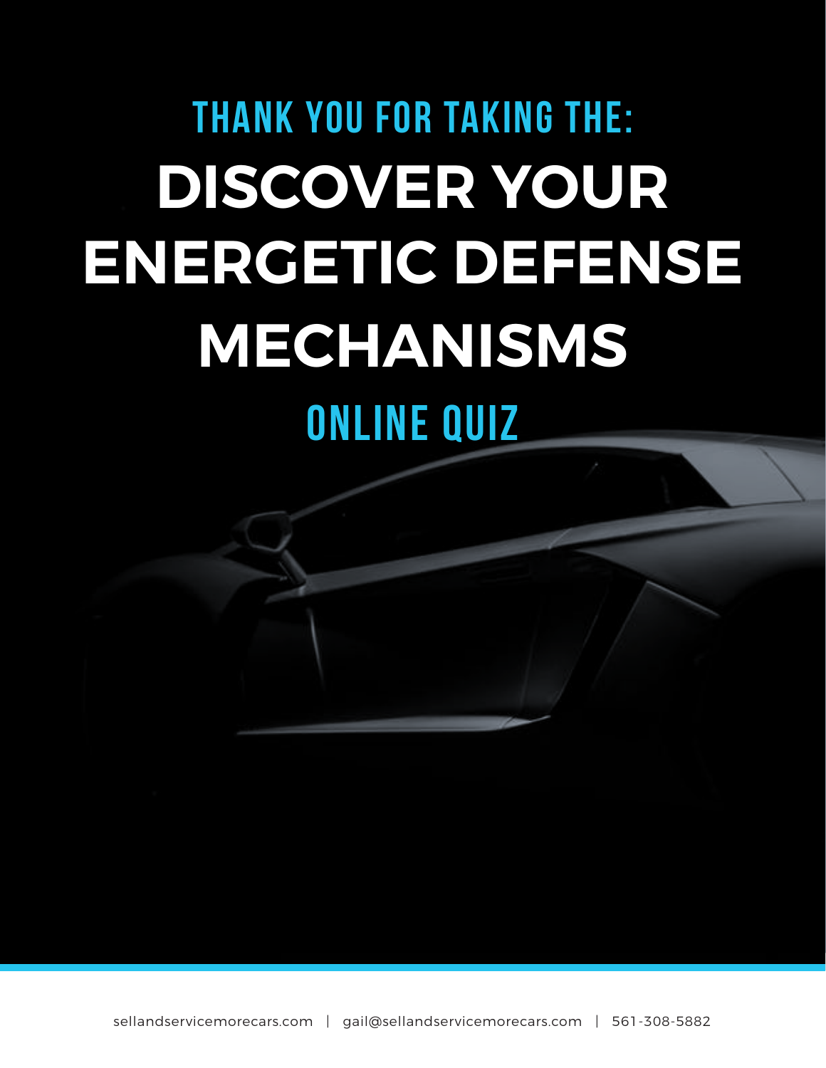## THANK YOU FOR TAKING THE:

# DISCOVER YOUR ENERGETIC DEFENSE MECHANISMS

## ONLINE QUIZ

sellandservicemorecars.com | gail@sellandservicemorecars.com | 561-308-5882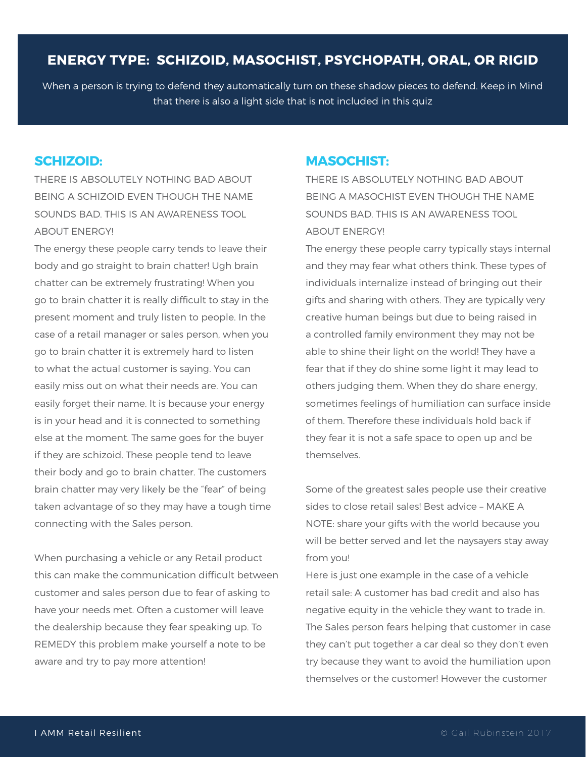## ENERGY TYPE: SCHIZOID, MASOCHIST, PSYCHOPATH, ORAL, OR RIGID

When a person is trying to defend they automatically turn on these shadow pieces to defend. Keep in Mind that there is also a light side that is not included in this quiz

### SCHIZOID:

THERE IS ABSOLUTELY NOTHING BAD ABOUT BEING A SCHIZOID EVEN THOUGH THE NAME SOUNDS BAD. THIS IS AN AWARENESS TOOL ABOUT ENERGY!

The energy these people carry tends to leave their body and go straight to brain chatter! Ugh brain chatter can be extremely frustrating! When you go to brain chatter it is really difficult to stay in the present moment and truly listen to people. In the case of a retail manager or sales person, when you go to brain chatter it is extremely hard to listen to what the actual customer is saying. You can easily miss out on what their needs are. You can easily forget their name. It is because your energy is in your head and it is connected to something else at the moment. The same goes for the buyer if they are schizoid. These people tend to leave their body and go to brain chatter. The customers brain chatter may very likely be the "fear" of being taken advantage of so they may have a tough time connecting with the Sales person.

When purchasing a vehicle or any Retail product this can make the communication difficult between customer and sales person due to fear of asking to have your needs met. Often a customer will leave the dealership because they fear speaking up. To REMEDY this problem make yourself a note to be aware and try to pay more attention!

### MASOCHIST:

THERE IS ABSOLUTELY NOTHING BAD ABOUT BEING A MASOCHIST EVEN THOUGH THE NAME SOUNDS BAD. THIS IS AN AWARENESS TOOL ABOUT ENERGY!

The energy these people carry typically stays internal and they may fear what others think. These types of individuals internalize instead of bringing out their gifts and sharing with others. They are typically very creative human beings but due to being raised in a controlled family environment they may not be able to shine their light on the world! They have a fear that if they do shine some light it may lead to others judging them. When they do share energy, sometimes feelings of humiliation can surface inside of them. Therefore these individuals hold back if they fear it is not a safe space to open up and be themselves.

Some of the greatest sales people use their creative sides to close retail sales! Best advice – MAKE A NOTE: share your gifts with the world because you will be better served and let the naysayers stay away from you!

Here is just one example in the case of a vehicle retail sale: A customer has bad credit and also has negative equity in the vehicle they want to trade in. The Sales person fears helping that customer in case they can't put together a car deal so they don't even try because they want to avoid the humiliation upon themselves or the customer! However the customer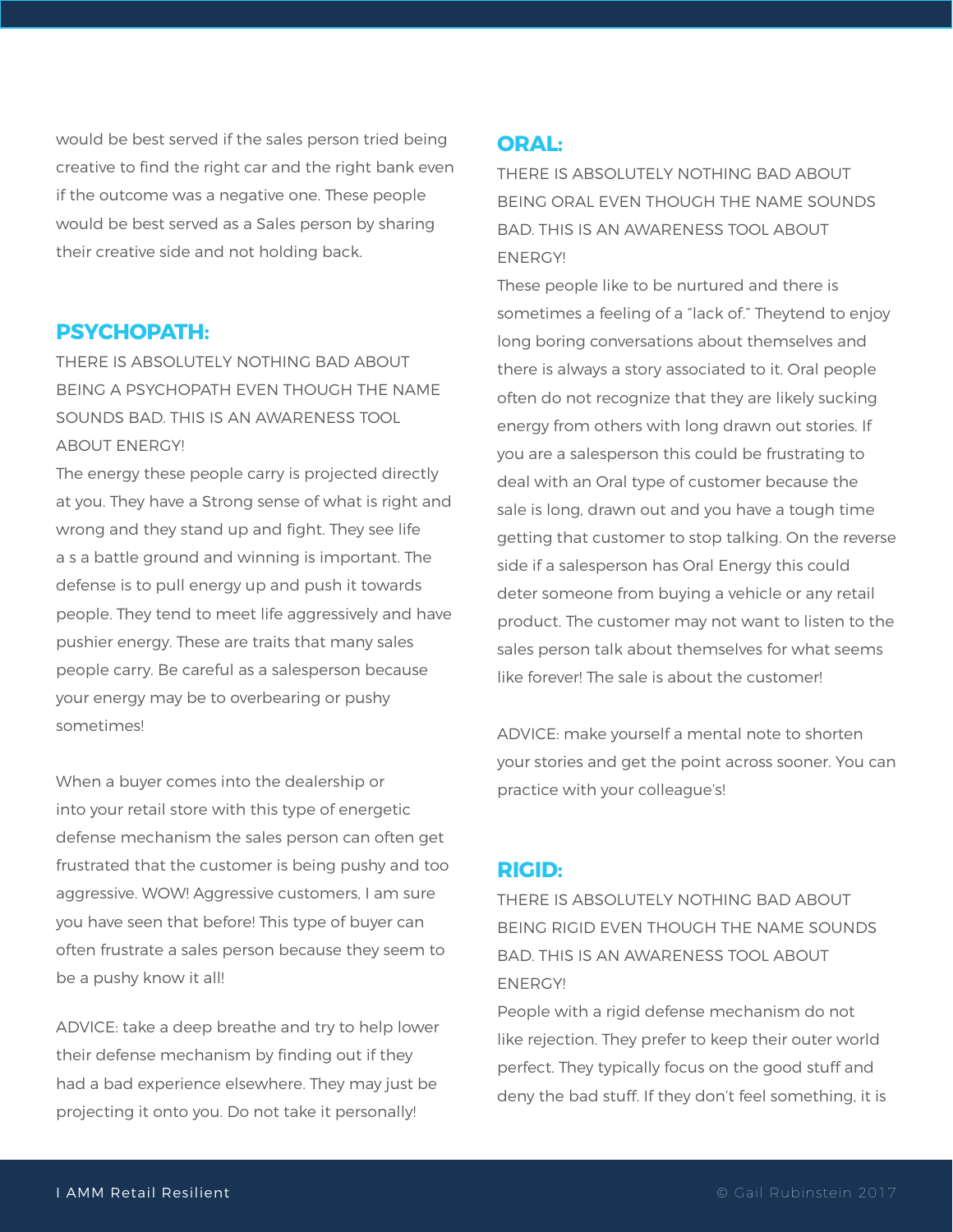would be best served if the sales person tried being creative to find the right car and the right bank even if the outcome was a negative one. These people would be best served as a Sales person by sharing their creative side and not holding back.

## PSYCHOPATH:

THERE IS ABSOLUTELY NOTHING BAD ABOUT BEING A PSYCHOPATH EVEN THOUGH THE NAME SOUNDS BAD. THIS IS AN AWARENESS TOOL ABOUT ENERGY!

The energy these people carry is projected directly at you. They have a Strong sense of what is right and wrong and they stand up and fight. They see life a s a battle ground and winning is important. The defense is to pull energy up and push it towards people. They tend to meet life aggressively and have pushier energy. These are traits that many sales people carry. Be careful as a salesperson because your energy may be to overbearing or pushy sometimes!

When a buyer comes into the dealership or into your retail store with this type of energetic defense mechanism the sales person can often get frustrated that the customer is being pushy and too aggressive. WOW! Aggressive customers, I am sure you have seen that before! This type of buyer can often frustrate a sales person because they seem to be a pushy know it all!

ADVICE: take a deep breathe and try to help lower their defense mechanism by finding out if they had a bad experience elsewhere. They may just be projecting it onto you. Do not take it personally!

## ORAL:

THERE IS ABSOLUTELY NOTHING BAD ABOUT BEING ORAL EVEN THOUGH THE NAME SOUNDS BAD. THIS IS AN AWARENESS TOOL ABOUT ENERGY!

These people like to be nurtured and there is sometimes a feeling of a "lack of." Theytend to enjoy long boring conversations about themselves and there is always a story associated to it. Oral people often do not recognize that they are likely sucking energy from others with long drawn out stories. If you are a salesperson this could be frustrating to deal with an Oral type of customer because the sale is long, drawn out and you have a tough time getting that customer to stop talking. On the reverse side if a salesperson has Oral Energy this could deter someone from buying a vehicle or any retail product. The customer may not want to listen to the sales person talk about themselves for what seems like forever! The sale is about the customer!

ADVICE: make yourself a mental note to shorten your stories and get the point across sooner. You can practice with your colleague's!

## RIGID:

THERE IS ABSOLUTELY NOTHING BAD ABOUT BEING RIGID EVEN THOUGH THE NAME SOUNDS BAD. THIS IS AN AWARENESS TOOL ABOUT ENERGY!

People with a rigid defense mechanism do not like rejection. They prefer to keep their outer world perfect. They typically focus on the good stuff and deny the bad stuff. If they don't feel something, it is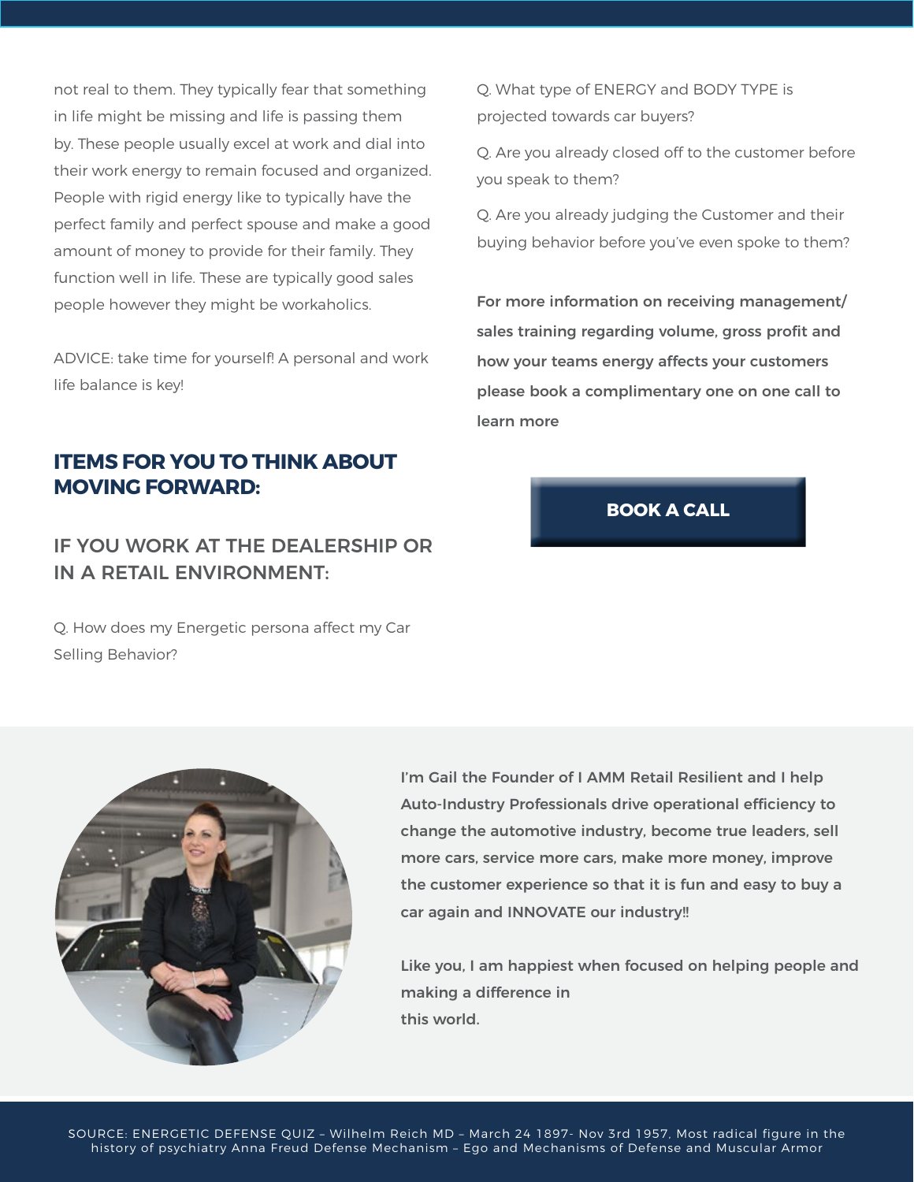not real to them. They typically fear that something in life might be missing and life is passing them by. These people usually excel at work and dial into their work energy to remain focused and organized. People with rigid energy like to typically have the perfect family and perfect spouse and make a good amount of money to provide for their family. They function well in life. These are typically good sales people however they might be workaholics.

ADVICE: take time for yourself! A personal and work life balance is key!

## ITEMS FOR YOU TO THINK ABOUT MOVING FORWARD:

### IF YOU WORK AT THE DEALERSHIP OR IN A RETAIL ENVIRONMENT:

Q. How does my Energetic persona affect my Car Selling Behavior?

Q. What type of ENERGY and BODY TYPE is projected towards car buyers?

Q. Are you already closed off to the customer before you speak to them?

Q. Are you already judging the Customer and their buying behavior before you've even spoke to them?

**For more information on receiving management/ sales training regarding volume, gross profit and how your teams energy affects your customers please book a complimentary one on one call to learn more**

**BOOK A CALL**

**I'm Gail the Founder of I AMM Retail Resilient and I help Auto-Industry Professionals drive operational efficiency to change the automotive industry, become true leaders, sell more cars, service more cars, make more money, improve the customer experience so that it is fun and easy to buy a car again and INNOVATE our industry!!**

**Like you, I am happiest when focused on helping people and making a difference in this world.**

SOURCE: ENERGETIC DEFENSE QUIZ – Wilhelm Reich MD – March 24 1897- Nov 3rd 1957. Most radical figure in the history of psychiatry Anna Freud Defense Mechanism – Ego and Mechanisms of Defense and Muscular Armor